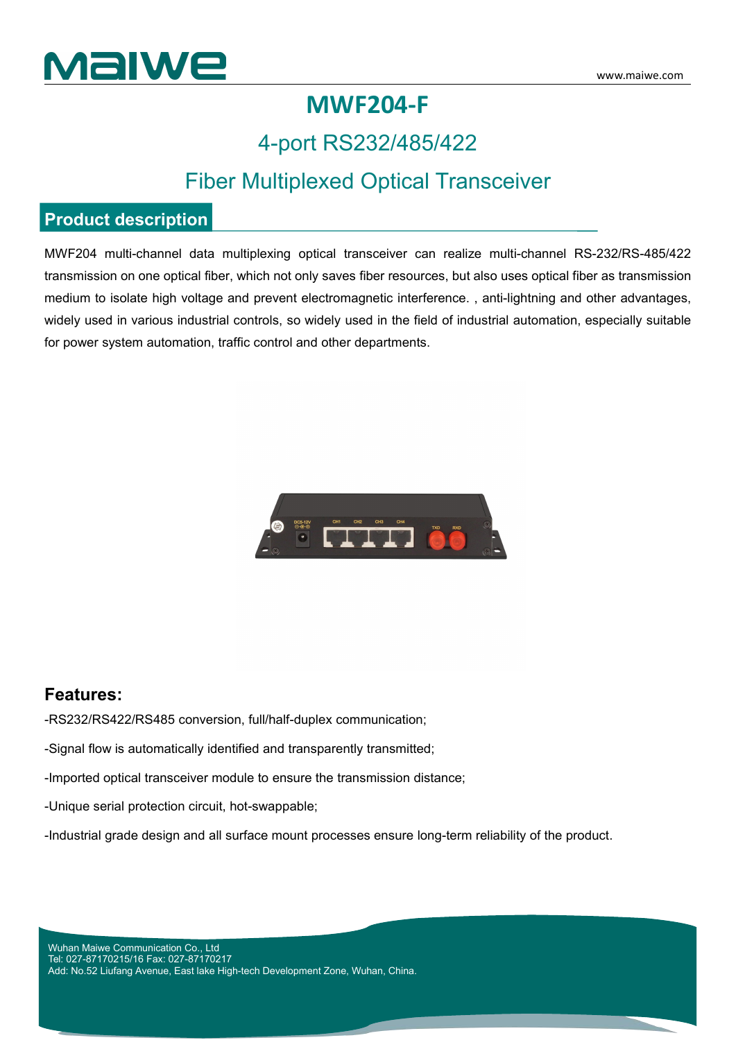# MWF204-F

## 4-port RS232/485/422

## Fiber Multiplexed Optical Transceiver

## Product description

MWF204 multi-channel data multiplexing optical transceiver can realize multi-channel RS-232/RS-485/422 transmission on one optical fiber, which not only saves fiber resources, but also uses optical fiber as transmission medium to isolate high voltage and prevent electromagnetic interference. , anti-lightning and other advantages, widely used in various industrial controls, so widely used in the field of industrial automation, especially suitable for power system automation, traffic control and other departments.

## Features:

-RS232/RS422/RS485 conversion, full/half-duplex communication;

-Signal flow is automatically identified and transparently transmitted;

-Imported optical transceiver module to ensure the transmission distance;

-Unique serial protection circuit, hot-swappable;

-Industrial grade design and all surface mount processes ensure long-term reliability of the product.

Wuhan Maiwe Communication Co., Ltd
Tel: 027-87170215/16 Fax: 027-87170217
Add: No.52 Liufang Avenue, East lake High-tech Development Zone, Wuhan, China.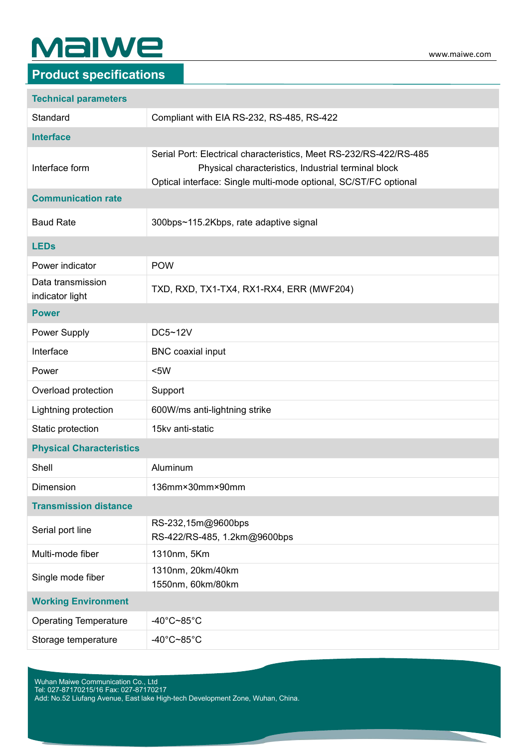## Product specifications

| Technical parameters | |
|---|---|
| Standard | Compliant with EIA RS-232, RS-485, RS-422 |
| **Interface** | |
| Interface form | Serial Port: Electrical characteristics, Meet RS-232/RS-422/RS-485<br>Physical characteristics, Industrial terminal block<br>Optical interface: Single multi-mode optional, SC/ST/FC optional |
| **Communication rate** | |
| Baud Rate | 300bps~115.2Kbps, rate adaptive signal |
| **LEDs** | |
| Power indicator | POW |
| Data transmission indicator light | TXD, RXD, TX1-TX4, RX1-RX4, ERR (MWF204) |
| **Power** | |
| Power Supply | DC5~12V |
| Interface | BNC coaxial input |
| Power | <5W |
| Overload protection | Support |
| Lightning protection | 600W/ms anti-lightning strike |
| Static protection | 15kv anti-static |
| **Physical Characteristics** | |
| Shell | Aluminum |
| Dimension | 136mm×30mm×90mm |
| **Transmission distance** | |
| Serial port line | RS-232,15m@9600bps<br>RS-422/RS-485, 1.2km@9600bps |
| Multi-mode fiber | 1310nm, 5Km |
| Single mode fiber | 1310nm, 20km/40km<br>1550nm, 60km/80km |
| **Working Environment** | |
| Operating Temperature | -40°C~85°C |
| Storage temperature | -40°C~85°C |

Wuhan Maiwe Communication Co., Ltd
Tel: 027-87170215/16 Fax: 027-87170217
Add: No.52 Liufang Avenue, East lake High-tech Development Zone, Wuhan, China.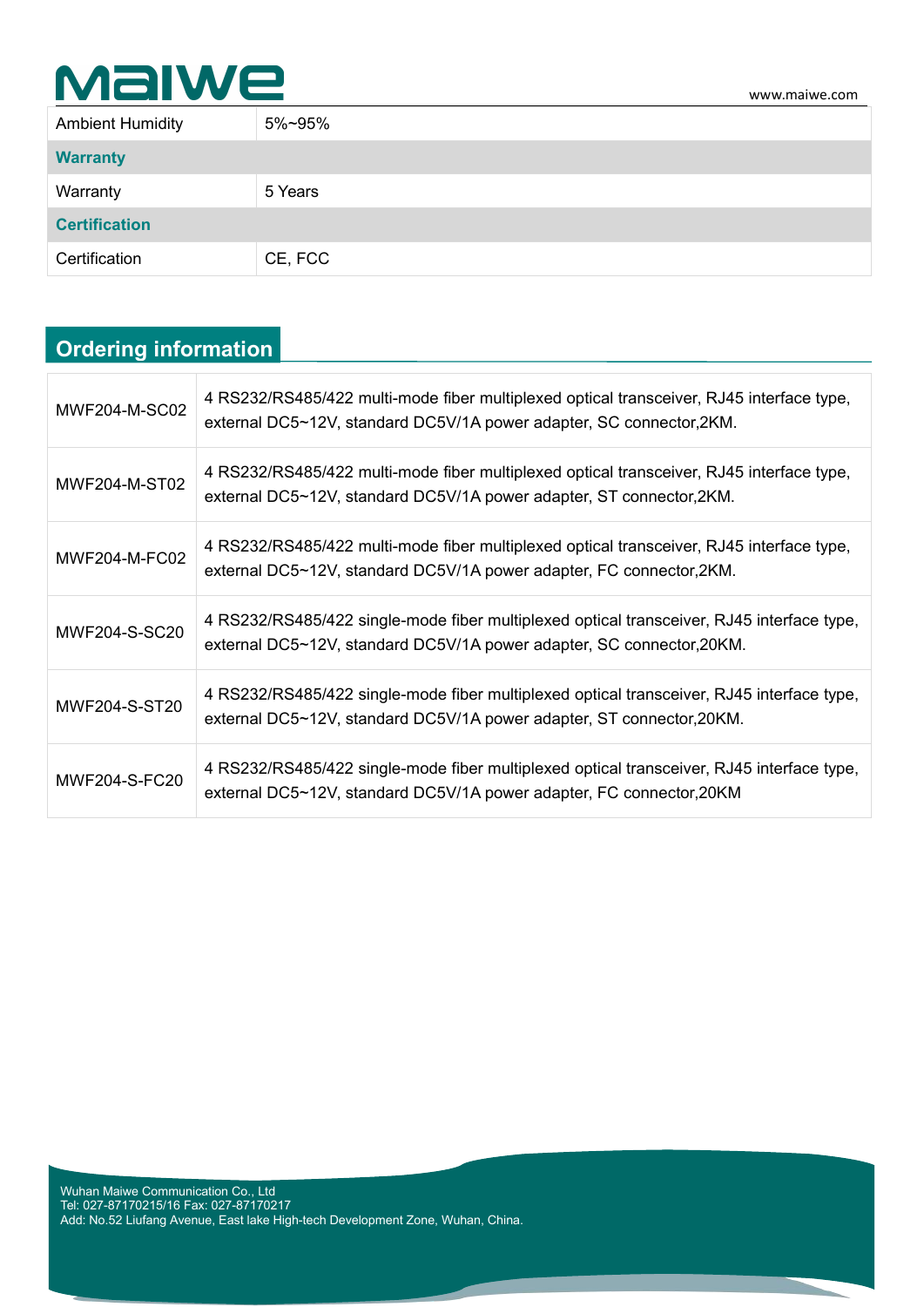| | |
|---|---|
| Ambient Humidity | 5%~95% |
| **Warranty** | |
| Warranty | 5 Years |
| **Certification** | |
| Certification | CE, FCC |

## Ordering information

| | |
|---|---|
| MWF204-M-SC02 | 4 RS232/RS485/422 multi-mode fiber multiplexed optical transceiver, RJ45 interface type, external DC5~12V, standard DC5V/1A power adapter, SC connector,2KM. |
| MWF204-M-ST02 | 4 RS232/RS485/422 multi-mode fiber multiplexed optical transceiver, RJ45 interface type, external DC5~12V, standard DC5V/1A power adapter, ST connector,2KM. |
| MWF204-M-FC02 | 4 RS232/RS485/422 multi-mode fiber multiplexed optical transceiver, RJ45 interface type, external DC5~12V, standard DC5V/1A power adapter, FC connector,2KM. |
| MWF204-S-SC20 | 4 RS232/RS485/422 single-mode fiber multiplexed optical transceiver, RJ45 interface type, external DC5~12V, standard DC5V/1A power adapter, SC connector,20KM. |
| MWF204-S-ST20 | 4 RS232/RS485/422 single-mode fiber multiplexed optical transceiver, RJ45 interface type, external DC5~12V, standard DC5V/1A power adapter, ST connector,20KM. |
| MWF204-S-FC20 | 4 RS232/RS485/422 single-mode fiber multiplexed optical transceiver, RJ45 interface type, external DC5~12V, standard DC5V/1A power adapter, FC connector,20KM |

Wuhan Maiwe Communication Co., Ltd
Tel: 027-87170215/16 Fax: 027-87170217
Add: No.52 Liufang Avenue, East lake High-tech Development Zone, Wuhan, China.